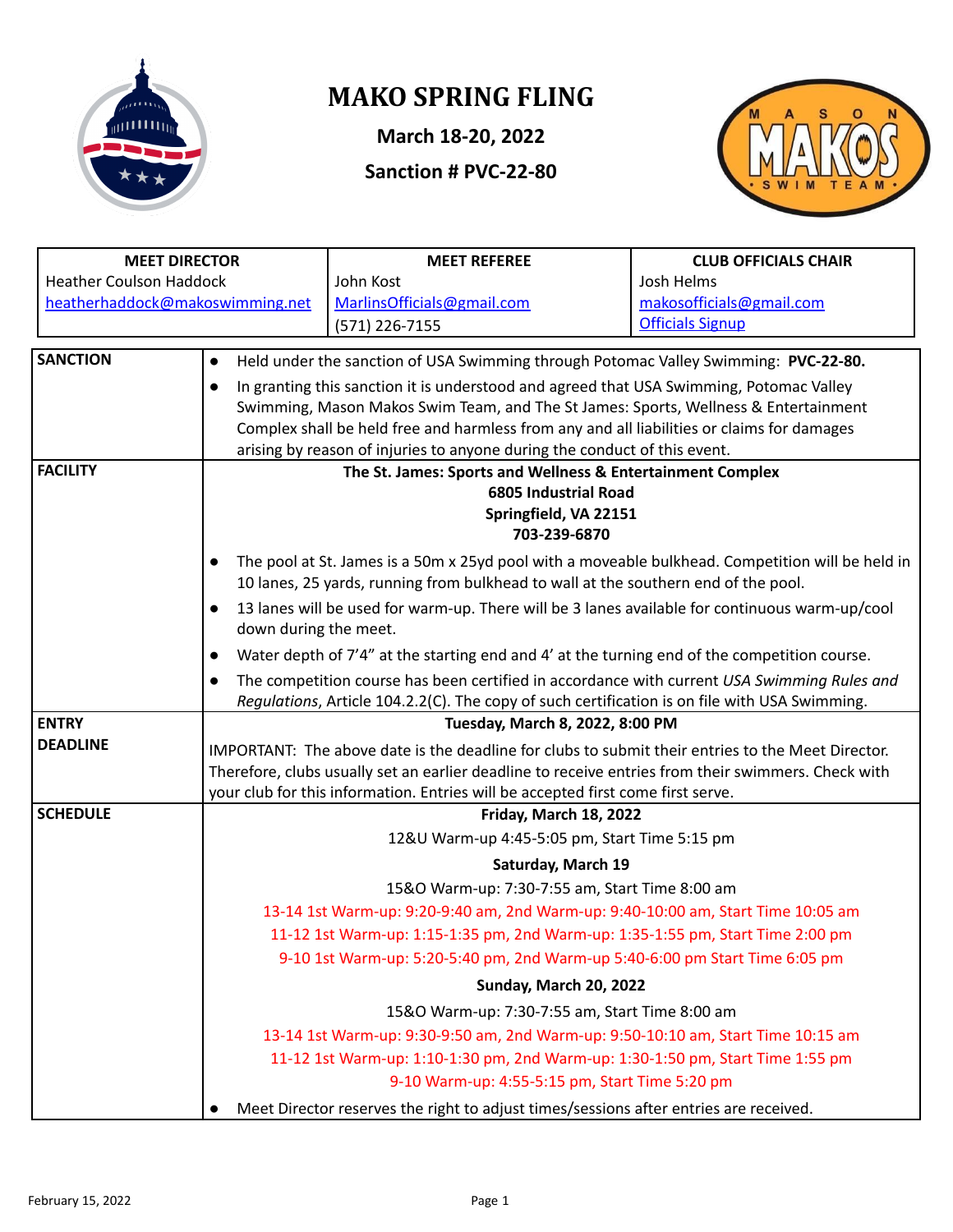# MAKO SPRING FLING

**March 18-20, 2022**

**Sanction # PVC-22-80**

| MEET DIRECTOR | MEET REFEREE | CLUB OFFICIALS CHAIR |
|---|---|---|
| Heather Coulson Haddock<br>heatherhaddock@makoswimming.net | John Kost<br>MarlinsOfficials@gmail.com<br>(571) 226-7155 | Josh Helms<br>makosofficials@gmail.com<br>Officials Signup |

| | |
|---|---|
| **SANCTION** | • Held under the sanction of USA Swimming through Potomac Valley Swimming: **PVC-22-80.**<br>• In granting this sanction it is understood and agreed that USA Swimming, Potomac Valley Swimming, Mason Makos Swim Team, and The St James: Sports, Wellness & Entertainment Complex shall be held free and harmless from any and all liabilities or claims for damages arising by reason of injuries to anyone during the conduct of this event. |
| **FACILITY** | **The St. James: Sports and Wellness & Entertainment Complex**<br>**6805 Industrial Road**<br>**Springfield, VA 22151**<br>**703-239-6870**<br>• The pool at St. James is a 50m x 25yd pool with a moveable bulkhead. Competition will be held in 10 lanes, 25 yards, running from bulkhead to wall at the southern end of the pool.<br>• 13 lanes will be used for warm-up. There will be 3 lanes available for continuous warm-up/cool down during the meet.<br>• Water depth of 7'4" at the starting end and 4' at the turning end of the competition course.<br>• The competition course has been certified in accordance with current *USA Swimming Rules and Regulations*, Article 104.2.2(C). The copy of such certification is on file with USA Swimming. |
| **ENTRY DEADLINE** | **Tuesday, March 8, 2022, 8:00 PM**<br>IMPORTANT: The above date is the deadline for clubs to submit their entries to the Meet Director. Therefore, clubs usually set an earlier deadline to receive entries from their swimmers. Check with your club for this information. Entries will be accepted first come first serve. |
| **SCHEDULE** | **Friday, March 18, 2022**<br>12&U Warm-up 4:45-5:05 pm, Start Time 5:15 pm<br>**Saturday, March 19**<br>15&O Warm-up: 7:30-7:55 am, Start Time 8:00 am<br>13-14 1st Warm-up: 9:20-9:40 am, 2nd Warm-up: 9:40-10:00 am, Start Time 10:05 am<br>11-12 1st Warm-up: 1:15-1:35 pm, 2nd Warm-up: 1:35-1:55 pm, Start Time 2:00 pm<br>9-10 1st Warm-up: 5:20-5:40 pm, 2nd Warm-up 5:40-6:00 pm Start Time 6:05 pm<br>**Sunday, March 20, 2022**<br>15&O Warm-up: 7:30-7:55 am, Start Time 8:00 am<br>13-14 1st Warm-up: 9:30-9:50 am, 2nd Warm-up: 9:50-10:10 am, Start Time 10:15 am<br>11-12 1st Warm-up: 1:10-1:30 pm, 2nd Warm-up: 1:30-1:50 pm, Start Time 1:55 pm<br>9-10 Warm-up: 4:55-5:15 pm, Start Time 5:20 pm<br>• Meet Director reserves the right to adjust times/sessions after entries are received. |

February 15, 2022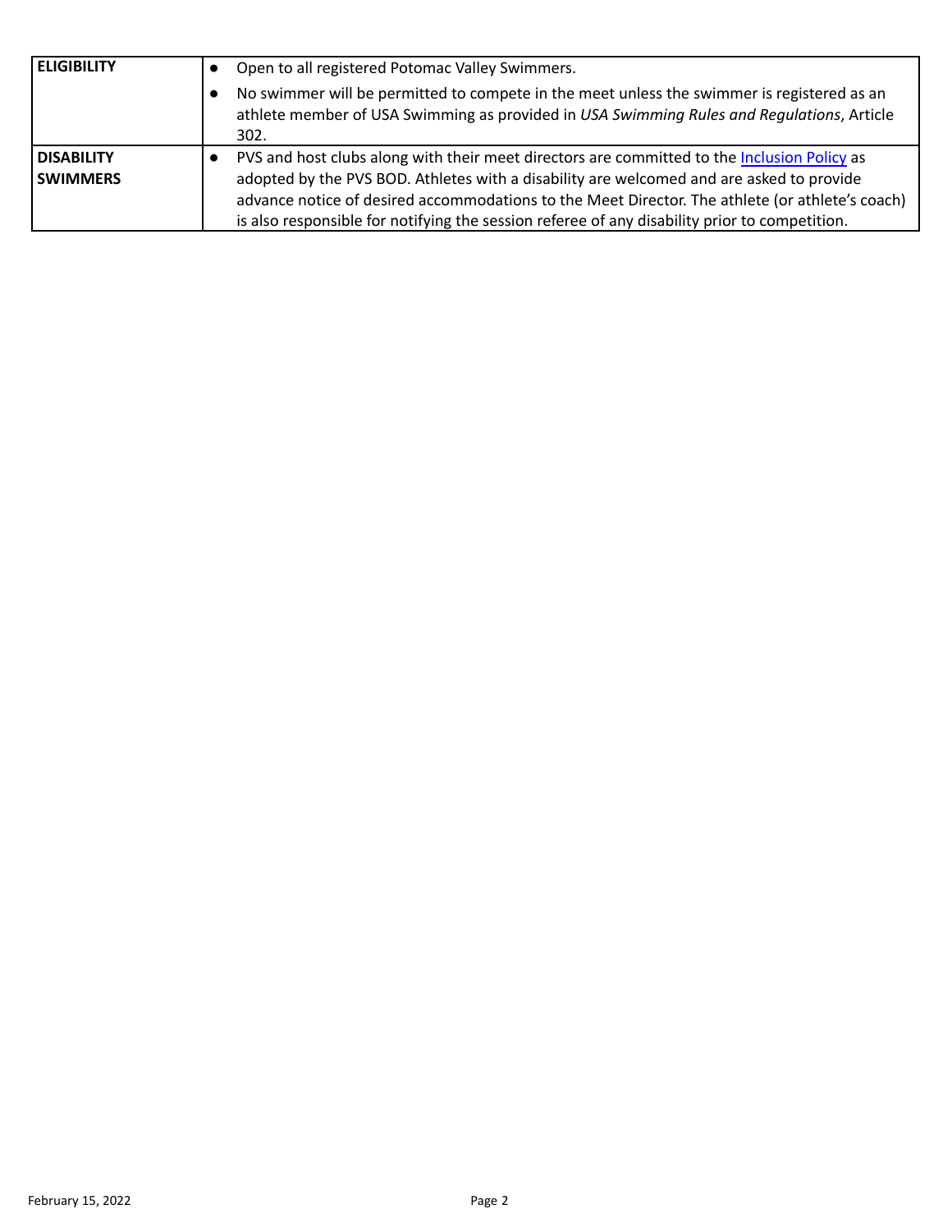| | |
|---|---|
| **ELIGIBILITY** | • Open to all registered Potomac Valley Swimmers.<br>• No swimmer will be permitted to compete in the meet unless the swimmer is registered as an athlete member of USA Swimming as provided in *USA Swimming Rules and Regulations*, Article 302. |
| **DISABILITY SWIMMERS** | • PVS and host clubs along with their meet directors are committed to the Inclusion Policy as adopted by the PVS BOD. Athletes with a disability are welcomed and are asked to provide advance notice of desired accommodations to the Meet Director. The athlete (or athlete's coach) is also responsible for notifying the session referee of any disability prior to competition. |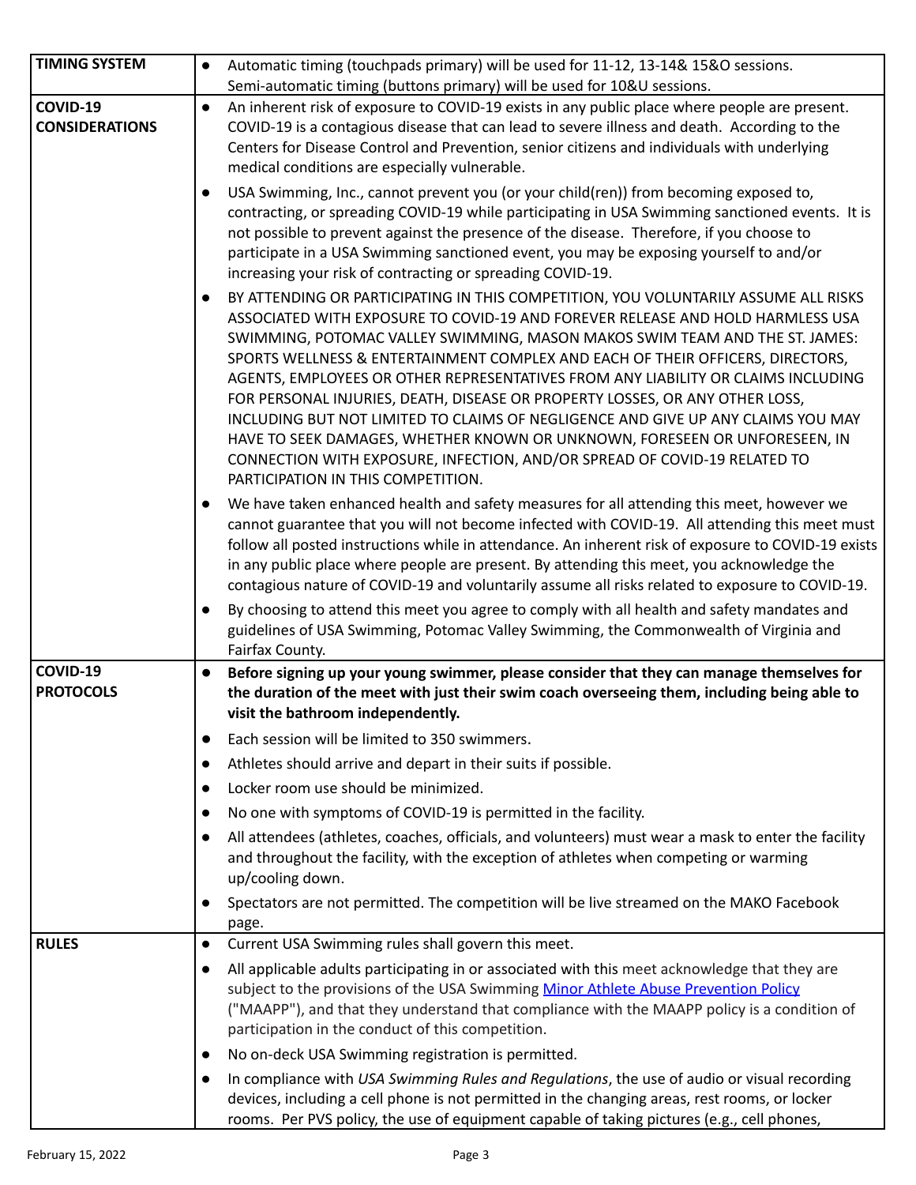| | |
|---|---|
| **TIMING SYSTEM** | • Automatic timing (touchpads primary) will be used for 11-12, 13-14& 15&O sessions. Semi-automatic timing (buttons primary) will be used for 10&U sessions. |
| **COVID-19 CONSIDERATIONS** | • An inherent risk of exposure to COVID-19 exists in any public place where people are present. COVID-19 is a contagious disease that can lead to severe illness and death. According to the Centers for Disease Control and Prevention, senior citizens and individuals with underlying medical conditions are especially vulnerable.<br>• USA Swimming, Inc., cannot prevent you (or your child(ren)) from becoming exposed to, contracting, or spreading COVID-19 while participating in USA Swimming sanctioned events. It is not possible to prevent against the presence of the disease. Therefore, if you choose to participate in a USA Swimming sanctioned event, you may be exposing yourself to and/or increasing your risk of contracting or spreading COVID-19.<br>• BY ATTENDING OR PARTICIPATING IN THIS COMPETITION, YOU VOLUNTARILY ASSUME ALL RISKS ASSOCIATED WITH EXPOSURE TO COVID-19 AND FOREVER RELEASE AND HOLD HARMLESS USA SWIMMING, POTOMAC VALLEY SWIMMING, MASON MAKOS SWIM TEAM AND THE ST. JAMES: SPORTS WELLNESS & ENTERTAINMENT COMPLEX AND EACH OF THEIR OFFICERS, DIRECTORS, AGENTS, EMPLOYEES OR OTHER REPRESENTATIVES FROM ANY LIABILITY OR CLAIMS INCLUDING FOR PERSONAL INJURIES, DEATH, DISEASE OR PROPERTY LOSSES, OR ANY OTHER LOSS, INCLUDING BUT NOT LIMITED TO CLAIMS OF NEGLIGENCE AND GIVE UP ANY CLAIMS YOU MAY HAVE TO SEEK DAMAGES, WHETHER KNOWN OR UNKNOWN, FORESEEN OR UNFORESEEN, IN CONNECTION WITH EXPOSURE, INFECTION, AND/OR SPREAD OF COVID-19 RELATED TO PARTICIPATION IN THIS COMPETITION.<br>• We have taken enhanced health and safety measures for all attending this meet, however we cannot guarantee that you will not become infected with COVID-19. All attending this meet must follow all posted instructions while in attendance. An inherent risk of exposure to COVID-19 exists in any public place where people are present. By attending this meet, you acknowledge the contagious nature of COVID-19 and voluntarily assume all risks related to exposure to COVID-19.<br>• By choosing to attend this meet you agree to comply with all health and safety mandates and guidelines of USA Swimming, Potomac Valley Swimming, the Commonwealth of Virginia and Fairfax County. |
| **COVID-19 PROTOCOLS** | • **Before signing up your young swimmer, please consider that they can manage themselves for the duration of the meet with just their swim coach overseeing them, including being able to visit the bathroom independently.**<br>• Each session will be limited to 350 swimmers.<br>• Athletes should arrive and depart in their suits if possible.<br>• Locker room use should be minimized.<br>• No one with symptoms of COVID-19 is permitted in the facility.<br>• All attendees (athletes, coaches, officials, and volunteers) must wear a mask to enter the facility and throughout the facility, with the exception of athletes when competing or warming up/cooling down.<br>• Spectators are not permitted. The competition will be live streamed on the MAKO Facebook page. |
| **RULES** | • Current USA Swimming rules shall govern this meet.<br>• All applicable adults participating in or associated with this meet acknowledge that they are subject to the provisions of the USA Swimming Minor Athlete Abuse Prevention Policy ("MAAPP"), and that they understand that compliance with the MAAPP policy is a condition of participation in the conduct of this competition.<br>• No on-deck USA Swimming registration is permitted.<br>• In compliance with *USA Swimming Rules and Regulations*, the use of audio or visual recording devices, including a cell phone is not permitted in the changing areas, rest rooms, or locker rooms. Per PVS policy, the use of equipment capable of taking pictures (e.g., cell phones, |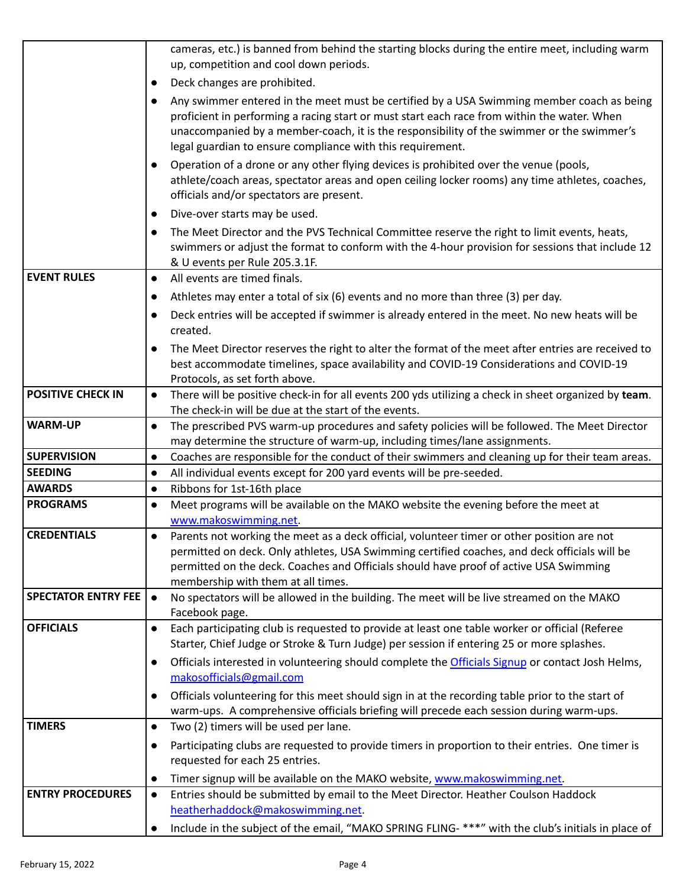| | |
|---|---|
| | cameras, etc.) is banned from behind the starting blocks during the entire meet, including warm up, competition and cool down periods.<br>● Deck changes are prohibited.<br>● Any swimmer entered in the meet must be certified by a USA Swimming member coach as being proficient in performing a racing start or must start each race from within the water. When unaccompanied by a member-coach, it is the responsibility of the swimmer or the swimmer's legal guardian to ensure compliance with this requirement.<br>● Operation of a drone or any other flying devices is prohibited over the venue (pools, athlete/coach areas, spectator areas and open ceiling locker rooms) any time athletes, coaches, officials and/or spectators are present.<br>● Dive-over starts may be used.<br>● The Meet Director and the PVS Technical Committee reserve the right to limit events, heats, swimmers or adjust the format to conform with the 4-hour provision for sessions that include 12 & U events per Rule 205.3.1F. |
| **EVENT RULES** | ● All events are timed finals.<br>● Athletes may enter a total of six (6) events and no more than three (3) per day.<br>● Deck entries will be accepted if swimmer is already entered in the meet. No new heats will be created.<br>● The Meet Director reserves the right to alter the format of the meet after entries are received to best accommodate timelines, space availability and COVID-19 Considerations and COVID-19 Protocols, as set forth above. |
| **POSITIVE CHECK IN** | ● There will be positive check-in for all events 200 yds utilizing a check in sheet organized by **team**. The check-in will be due at the start of the events. |
| **WARM-UP** | ● The prescribed PVS warm-up procedures and safety policies will be followed. The Meet Director may determine the structure of warm-up, including times/lane assignments. |
| **SUPERVISION** | ● Coaches are responsible for the conduct of their swimmers and cleaning up for their team areas. |
| **SEEDING** | ● All individual events except for 200 yard events will be pre-seeded. |
| **AWARDS** | ● Ribbons for 1st-16th place |
| **PROGRAMS** | ● Meet programs will be available on the MAKO website the evening before the meet at www.makoswimming.net. |
| **CREDENTIALS** | ● Parents not working the meet as a deck official, volunteer timer or other position are not permitted on deck. Only athletes, USA Swimming certified coaches, and deck officials will be permitted on the deck. Coaches and Officials should have proof of active USA Swimming membership with them at all times. |
| **SPECTATOR ENTRY FEE** | ● No spectators will be allowed in the building. The meet will be live streamed on the MAKO Facebook page. |
| **OFFICIALS** | ● Each participating club is requested to provide at least one table worker or official (Referee Starter, Chief Judge or Stroke & Turn Judge) per session if entering 25 or more splashes.<br>● Officials interested in volunteering should complete the Officials Signup or contact Josh Helms, makosofficials@gmail.com<br>● Officials volunteering for this meet should sign in at the recording table prior to the start of warm-ups. A comprehensive officials briefing will precede each session during warm-ups. |
| **TIMERS** | ● Two (2) timers will be used per lane.<br>● Participating clubs are requested to provide timers in proportion to their entries. One timer is requested for each 25 entries.<br>● Timer signup will be available on the MAKO website, www.makoswimming.net. |
| **ENTRY PROCEDURES** | ● Entries should be submitted by email to the Meet Director. Heather Coulson Haddock heatherhaddock@makoswimming.net.<br>● Include in the subject of the email, "MAKO SPRING FLING- ***" with the club's initials in place of |

February 15, 2022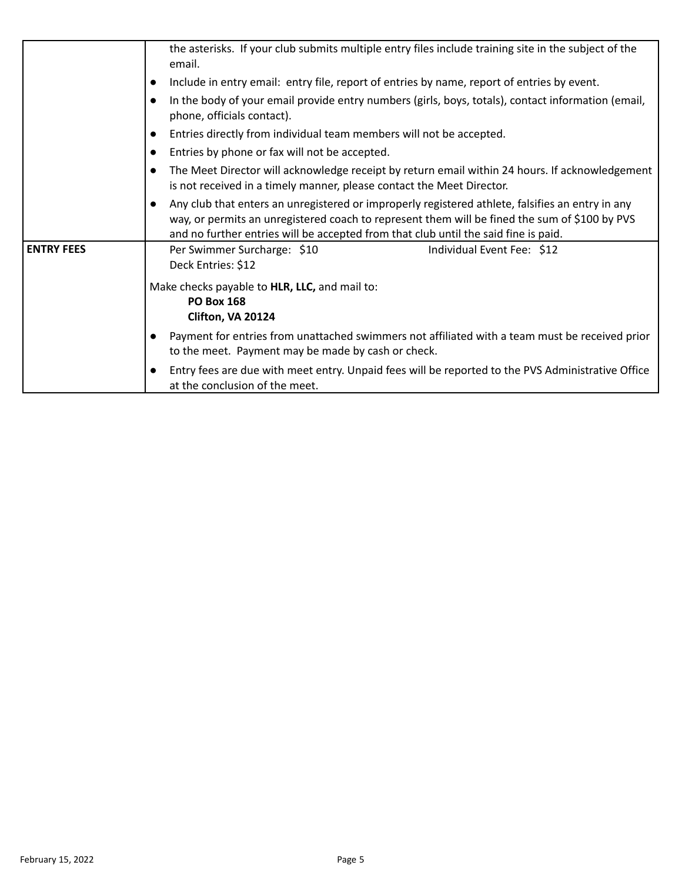| | |
|---|---|
| | the asterisks. If your club submits multiple entry files include training site in the subject of the email.<br>● Include in entry email: entry file, report of entries by name, report of entries by event.<br>● In the body of your email provide entry numbers (girls, boys, totals), contact information (email, phone, officials contact).<br>● Entries directly from individual team members will not be accepted.<br>● Entries by phone or fax will not be accepted.<br>● The Meet Director will acknowledge receipt by return email within 24 hours. If acknowledgement is not received in a timely manner, please contact the Meet Director.<br>● Any club that enters an unregistered or improperly registered athlete, falsifies an entry in any way, or permits an unregistered coach to represent them will be fined the sum of $100 by PVS and no further entries will be accepted from that club until the said fine is paid. |
| **ENTRY FEES** | Per Swimmer Surcharge: $10 Individual Event Fee: $12<br>Deck Entries: $12<br><br>Make checks payable to **HLR, LLC,** and mail to:<br>**PO Box 168**<br>**Clifton, VA 20124**<br><br>● Payment for entries from unattached swimmers not affiliated with a team must be received prior to the meet. Payment may be made by cash or check.<br>● Entry fees are due with meet entry. Unpaid fees will be reported to the PVS Administrative Office at the conclusion of the meet. |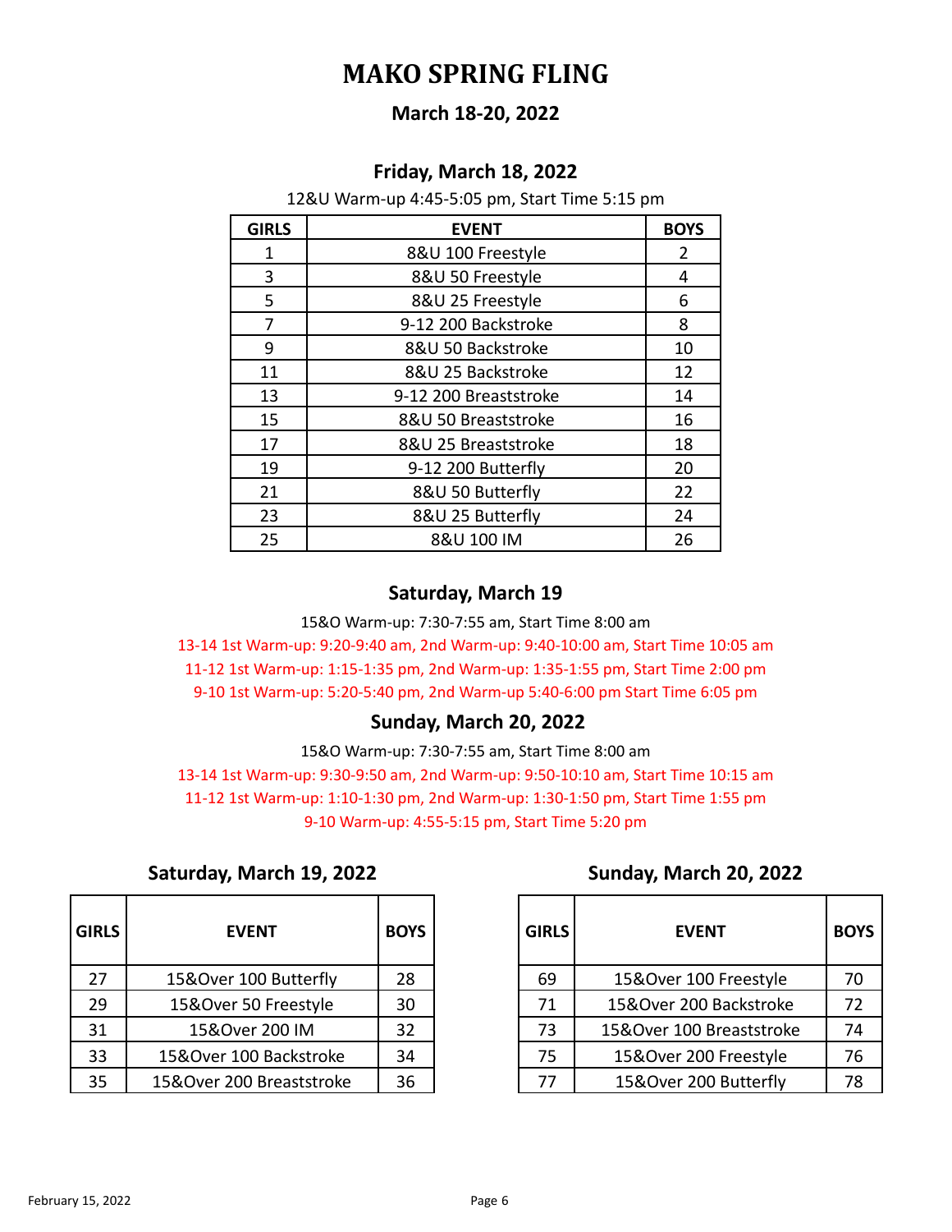# MAKO SPRING FLING

## March 18-20, 2022

### Friday, March 18, 2022

12&U Warm-up 4:45-5:05 pm, Start Time 5:15 pm

| GIRLS | EVENT | BOYS |
|---|---|---|
| 1 | 8&U 100 Freestyle | 2 |
| 3 | 8&U 50 Freestyle | 4 |
| 5 | 8&U 25 Freestyle | 6 |
| 7 | 9-12 200 Backstroke | 8 |
| 9 | 8&U 50 Backstroke | 10 |
| 11 | 8&U 25 Backstroke | 12 |
| 13 | 9-12 200 Breaststroke | 14 |
| 15 | 8&U 50 Breaststroke | 16 |
| 17 | 8&U 25 Breaststroke | 18 |
| 19 | 9-12 200 Butterfly | 20 |
| 21 | 8&U 50 Butterfly | 22 |
| 23 | 8&U 25 Butterfly | 24 |
| 25 | 8&U 100 IM | 26 |

### Saturday, March 19

15&O Warm-up: 7:30-7:55 am, Start Time 8:00 am

13-14 1st Warm-up: 9:20-9:40 am, 2nd Warm-up: 9:40-10:00 am, Start Time 10:05 am

11-12 1st Warm-up: 1:15-1:35 pm, 2nd Warm-up: 1:35-1:55 pm, Start Time 2:00 pm

9-10 1st Warm-up: 5:20-5:40 pm, 2nd Warm-up 5:40-6:00 pm Start Time 6:05 pm

### Sunday, March 20, 2022

15&O Warm-up: 7:30-7:55 am, Start Time 8:00 am

13-14 1st Warm-up: 9:30-9:50 am, 2nd Warm-up: 9:50-10:10 am, Start Time 10:15 am

11-12 1st Warm-up: 1:10-1:30 pm, 2nd Warm-up: 1:30-1:50 pm, Start Time 1:55 pm

9-10 Warm-up: 4:55-5:15 pm, Start Time 5:20 pm

### Saturday, March 19, 2022

| GIRLS | EVENT | BOYS |
|---|---|---|
| 27 | 15&Over 100 Butterfly | 28 |
| 29 | 15&Over 50 Freestyle | 30 |
| 31 | 15&Over 200 IM | 32 |
| 33 | 15&Over 100 Backstroke | 34 |
| 35 | 15&Over 200 Breaststroke | 36 |

### Sunday, March 20, 2022

| GIRLS | EVENT | BOYS |
|---|---|---|
| 69 | 15&Over 100 Freestyle | 70 |
| 71 | 15&Over 200 Backstroke | 72 |
| 73 | 15&Over 100 Breaststroke | 74 |
| 75 | 15&Over 200 Freestyle | 76 |
| 77 | 15&Over 200 Butterfly | 78 |

February 15, 2022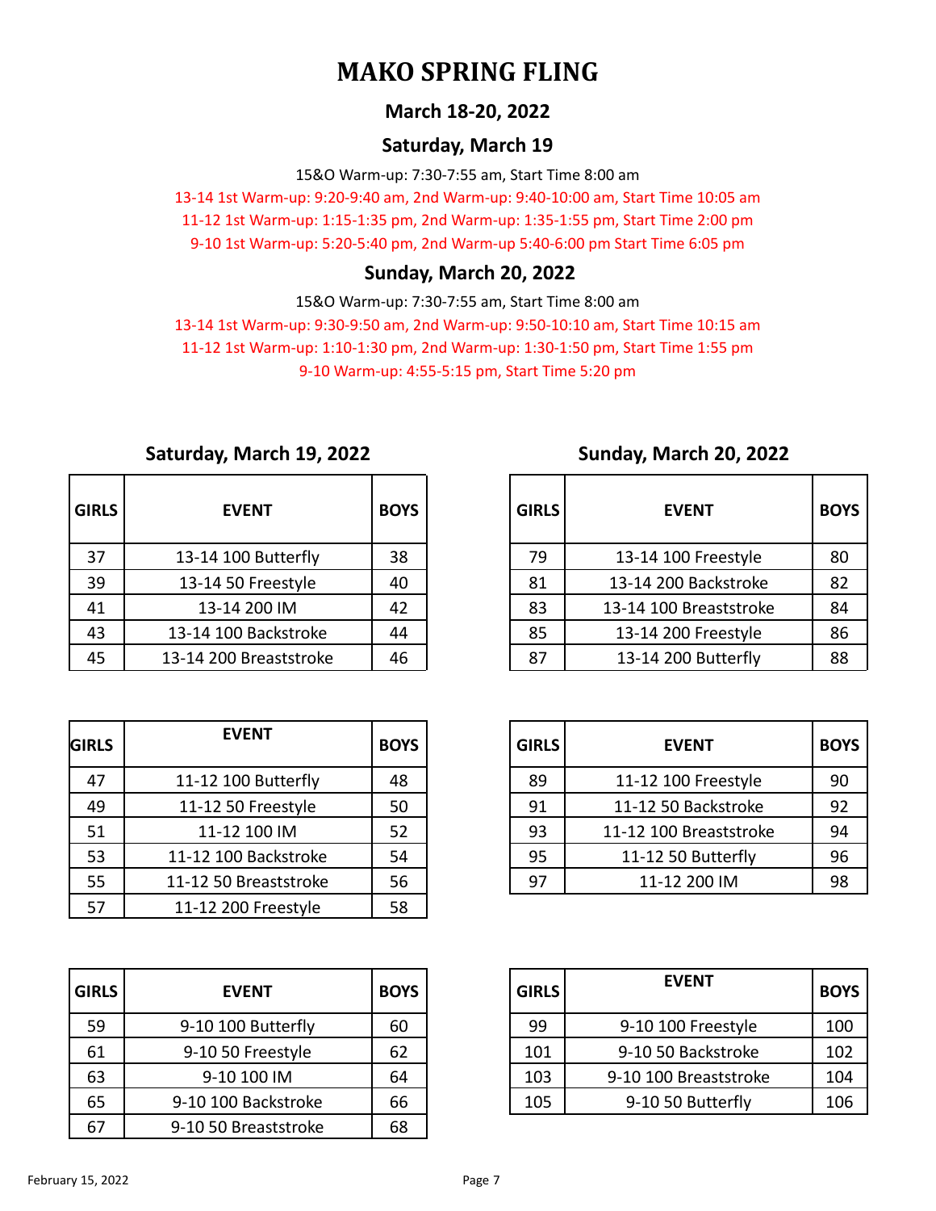# MAKO SPRING FLING

### March 18-20, 2022

### Saturday, March 19

15&O Warm-up: 7:30-7:55 am, Start Time 8:00 am

13-14 1st Warm-up: 9:20-9:40 am, 2nd Warm-up: 9:40-10:00 am, Start Time 10:05 am

11-12 1st Warm-up: 1:15-1:35 pm, 2nd Warm-up: 1:35-1:55 pm, Start Time 2:00 pm

9-10 1st Warm-up: 5:20-5:40 pm, 2nd Warm-up 5:40-6:00 pm Start Time 6:05 pm

### Sunday, March 20, 2022

15&O Warm-up: 7:30-7:55 am, Start Time 8:00 am

13-14 1st Warm-up: 9:30-9:50 am, 2nd Warm-up: 9:50-10:10 am, Start Time 10:15 am

11-12 1st Warm-up: 1:10-1:30 pm, 2nd Warm-up: 1:30-1:50 pm, Start Time 1:55 pm

9-10 Warm-up: 4:55-5:15 pm, Start Time 5:20 pm

### Saturday, March 19, 2022

| GIRLS | EVENT | BOYS |
|---|---|---|
| 37 | 13-14 100 Butterfly | 38 |
| 39 | 13-14 50 Freestyle | 40 |
| 41 | 13-14 200 IM | 42 |
| 43 | 13-14 100 Backstroke | 44 |
| 45 | 13-14 200 Breaststroke | 46 |

| GIRLS | EVENT | BOYS |
|---|---|---|
| 47 | 11-12 100 Butterfly | 48 |
| 49 | 11-12 50 Freestyle | 50 |
| 51 | 11-12 100 IM | 52 |
| 53 | 11-12 100 Backstroke | 54 |
| 55 | 11-12 50 Breaststroke | 56 |
| 57 | 11-12 200 Freestyle | 58 |

| GIRLS | EVENT | BOYS |
|---|---|---|
| 59 | 9-10 100 Butterfly | 60 |
| 61 | 9-10 50 Freestyle | 62 |
| 63 | 9-10 100 IM | 64 |
| 65 | 9-10 100 Backstroke | 66 |
| 67 | 9-10 50 Breaststroke | 68 |

### Sunday, March 20, 2022

| GIRLS | EVENT | BOYS |
|---|---|---|
| 79 | 13-14 100 Freestyle | 80 |
| 81 | 13-14 200 Backstroke | 82 |
| 83 | 13-14 100 Breaststroke | 84 |
| 85 | 13-14 200 Freestyle | 86 |
| 87 | 13-14 200 Butterfly | 88 |

| GIRLS | EVENT | BOYS |
|---|---|---|
| 89 | 11-12 100 Freestyle | 90 |
| 91 | 11-12 50 Backstroke | 92 |
| 93 | 11-12 100 Breaststroke | 94 |
| 95 | 11-12 50 Butterfly | 96 |
| 97 | 11-12 200 IM | 98 |

| GIRLS | EVENT | BOYS |
|---|---|---|
| 99 | 9-10 100 Freestyle | 100 |
| 101 | 9-10 50 Backstroke | 102 |
| 103 | 9-10 100 Breaststroke | 104 |
| 105 | 9-10 50 Butterfly | 106 |

February 15, 2022